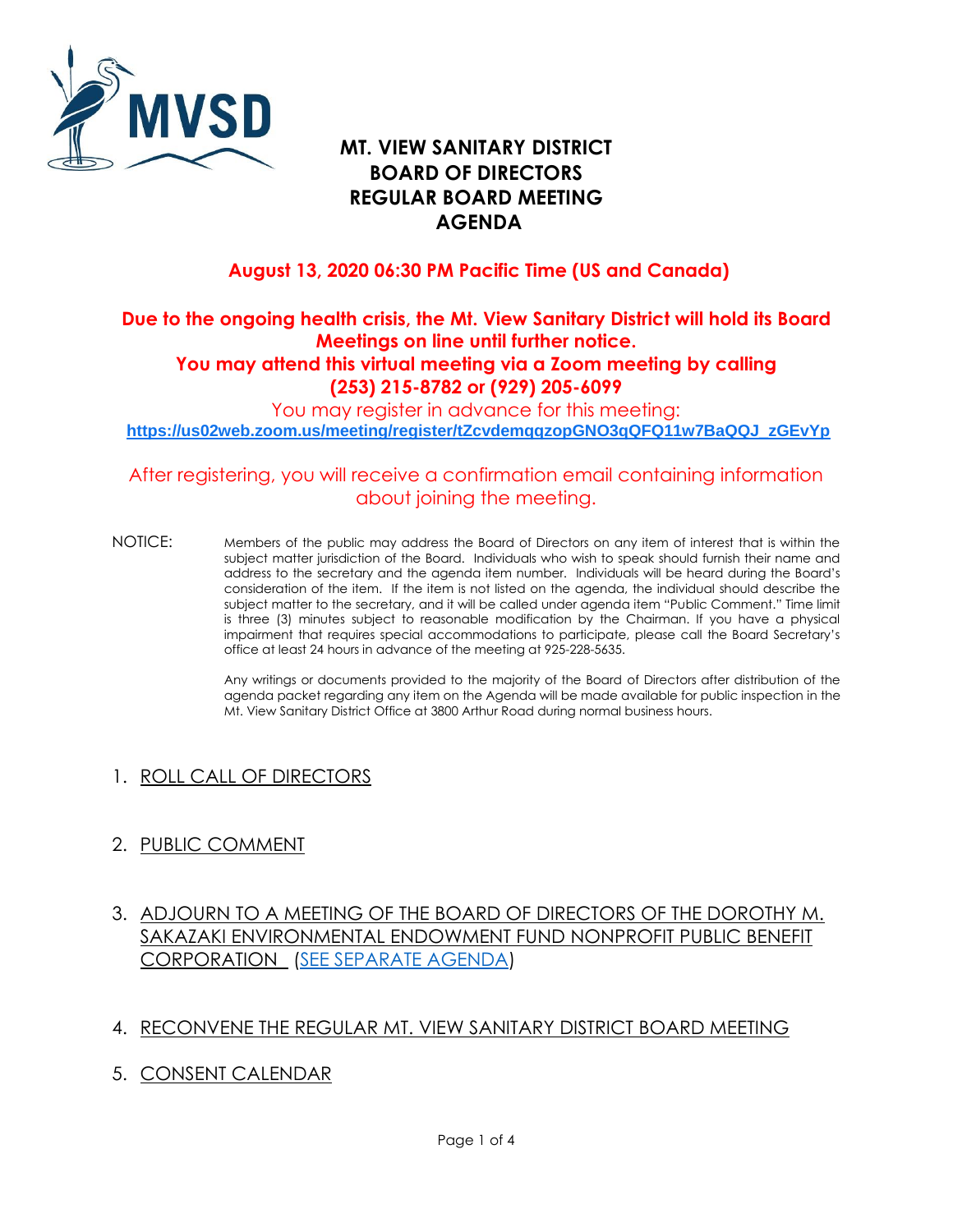# MT. VIEW SANITARY DISTRICT
# BOARD OF DIRECTORS
# REGULAR BOARD MEETING
# AGENDA

**August 13, 2020 06:30 PM Pacific Time (US and Canada)**

**Due to the ongoing health crisis, the Mt. View Sanitary District will hold its Board Meetings on line until further notice.**
**You may attend this virtual meeting via a Zoom meeting by calling (253) 215-8782 or (929) 205-6099**

You may register in advance for this meeting:
**https://us02web.zoom.us/meeting/register/tZcvdemqqzopGNO3qQFQ11w7BaQQJ_zGEvYp**

After registering, you will receive a confirmation email containing information about joining the meeting.

NOTICE: Members of the public may address the Board of Directors on any item of interest that is within the subject matter jurisdiction of the Board. Individuals who wish to speak should furnish their name and address to the secretary and the agenda item number. Individuals will be heard during the Board's consideration of the item. If the item is not listed on the agenda, the individual should describe the subject matter to the secretary, and it will be called under agenda item "Public Comment." Time limit is three (3) minutes subject to reasonable modification by the Chairman. If you have a physical impairment that requires special accommodations to participate, please call the Board Secretary's office at least 24 hours in advance of the meeting at 925-228-5635.

Any writings or documents provided to the majority of the Board of Directors after distribution of the agenda packet regarding any item on the Agenda will be made available for public inspection in the Mt. View Sanitary District Office at 3800 Arthur Road during normal business hours.

1. ROLL CALL OF DIRECTORS

2. PUBLIC COMMENT

3. ADJOURN TO A MEETING OF THE BOARD OF DIRECTORS OF THE DOROTHY M. SAKAZAKI ENVIRONMENTAL ENDOWMENT FUND NONPROFIT PUBLIC BENEFIT CORPORATION (SEE SEPARATE AGENDA)

4. RECONVENE THE REGULAR MT. VIEW SANITARY DISTRICT BOARD MEETING

5. CONSENT CALENDAR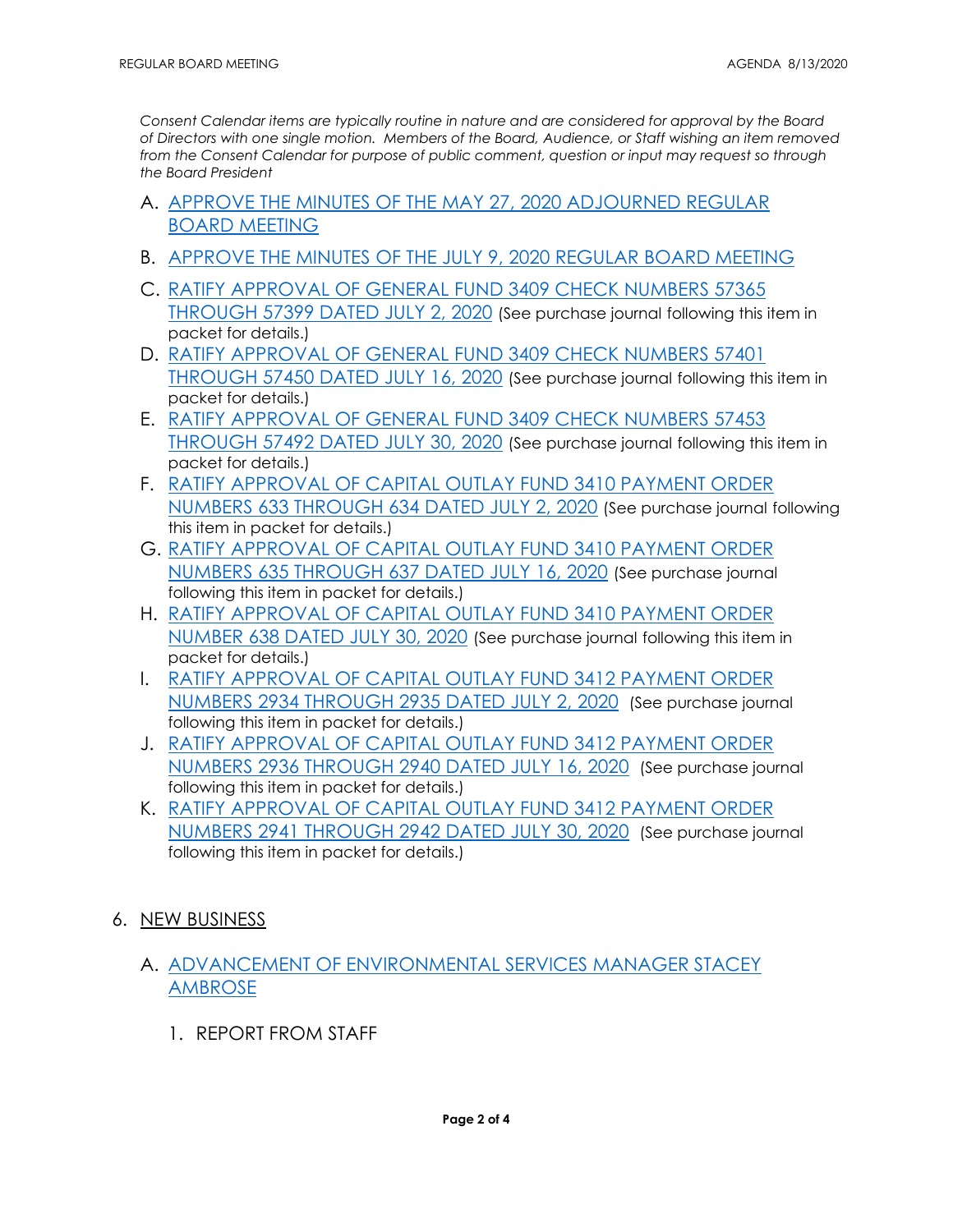*Consent Calendar items are typically routine in nature and are considered for approval by the Board of Directors with one single motion. Members of the Board, Audience, or Staff wishing an item removed from the Consent Calendar for purpose of public comment, question or input may request so through the Board President*

A. APPROVE THE MINUTES OF THE MAY 27, 2020 ADJOURNED REGULAR BOARD MEETING

B. APPROVE THE MINUTES OF THE JULY 9, 2020 REGULAR BOARD MEETING

C. RATIFY APPROVAL OF GENERAL FUND 3409 CHECK NUMBERS 57365 THROUGH 57399 DATED JULY 2, 2020 (See purchase journal following this item in packet for details.)

D. RATIFY APPROVAL OF GENERAL FUND 3409 CHECK NUMBERS 57401 THROUGH 57450 DATED JULY 16, 2020 (See purchase journal following this item in packet for details.)

E. RATIFY APPROVAL OF GENERAL FUND 3409 CHECK NUMBERS 57453 THROUGH 57492 DATED JULY 30, 2020 (See purchase journal following this item in packet for details.)

F. RATIFY APPROVAL OF CAPITAL OUTLAY FUND 3410 PAYMENT ORDER NUMBERS 633 THROUGH 634 DATED JULY 2, 2020 (See purchase journal following this item in packet for details.)

G. RATIFY APPROVAL OF CAPITAL OUTLAY FUND 3410 PAYMENT ORDER NUMBERS 635 THROUGH 637 DATED JULY 16, 2020 (See purchase journal following this item in packet for details.)

H. RATIFY APPROVAL OF CAPITAL OUTLAY FUND 3410 PAYMENT ORDER NUMBER 638 DATED JULY 30, 2020 (See purchase journal following this item in packet for details.)

I. RATIFY APPROVAL OF CAPITAL OUTLAY FUND 3412 PAYMENT ORDER NUMBERS 2934 THROUGH 2935 DATED JULY 2, 2020 (See purchase journal following this item in packet for details.)

J. RATIFY APPROVAL OF CAPITAL OUTLAY FUND 3412 PAYMENT ORDER NUMBERS 2936 THROUGH 2940 DATED JULY 16, 2020 (See purchase journal following this item in packet for details.)

K. RATIFY APPROVAL OF CAPITAL OUTLAY FUND 3412 PAYMENT ORDER NUMBERS 2941 THROUGH 2942 DATED JULY 30, 2020 (See purchase journal following this item in packet for details.)

## 6. NEW BUSINESS

A. ADVANCEMENT OF ENVIRONMENTAL SERVICES MANAGER STACEY AMBROSE

1. REPORT FROM STAFF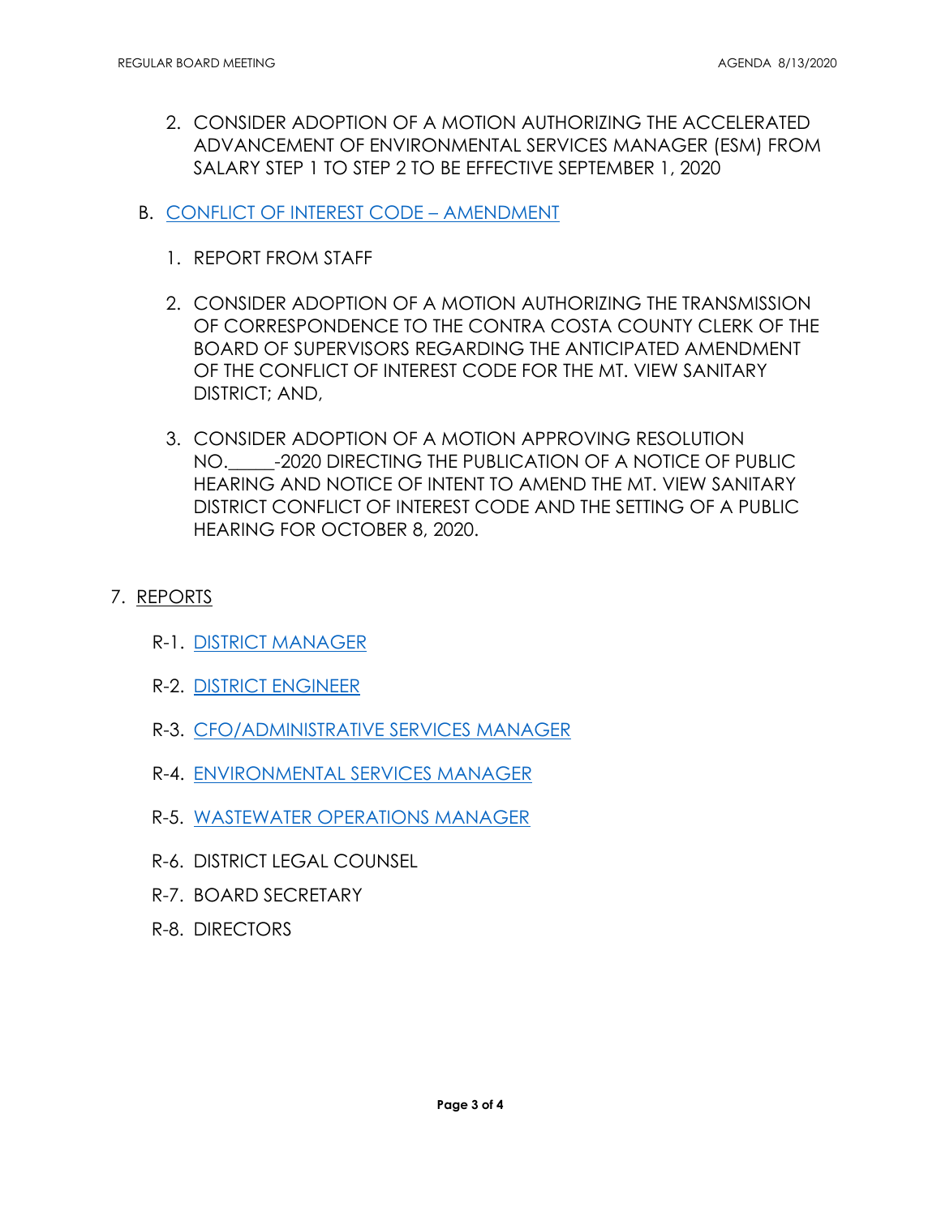2. CONSIDER ADOPTION OF A MOTION AUTHORIZING THE ACCELERATED ADVANCEMENT OF ENVIRONMENTAL SERVICES MANAGER (ESM) FROM SALARY STEP 1 TO STEP 2 TO BE EFFECTIVE SEPTEMBER 1, 2020

B. CONFLICT OF INTEREST CODE – AMENDMENT

1. REPORT FROM STAFF

2. CONSIDER ADOPTION OF A MOTION AUTHORIZING THE TRANSMISSION OF CORRESPONDENCE TO THE CONTRA COSTA COUNTY CLERK OF THE BOARD OF SUPERVISORS REGARDING THE ANTICIPATED AMENDMENT OF THE CONFLICT OF INTEREST CODE FOR THE MT. VIEW SANITARY DISTRICT; AND,

3. CONSIDER ADOPTION OF A MOTION APPROVING RESOLUTION NO.\_\_\_\_\_-2020 DIRECTING THE PUBLICATION OF A NOTICE OF PUBLIC HEARING AND NOTICE OF INTENT TO AMEND THE MT. VIEW SANITARY DISTRICT CONFLICT OF INTEREST CODE AND THE SETTING OF A PUBLIC HEARING FOR OCTOBER 8, 2020.

7. REPORTS

R-1. DISTRICT MANAGER

R-2. DISTRICT ENGINEER

R-3. CFO/ADMINISTRATIVE SERVICES MANAGER

R-4. ENVIRONMENTAL SERVICES MANAGER

R-5. WASTEWATER OPERATIONS MANAGER

R-6. DISTRICT LEGAL COUNSEL

R-7. BOARD SECRETARY

R-8. DIRECTORS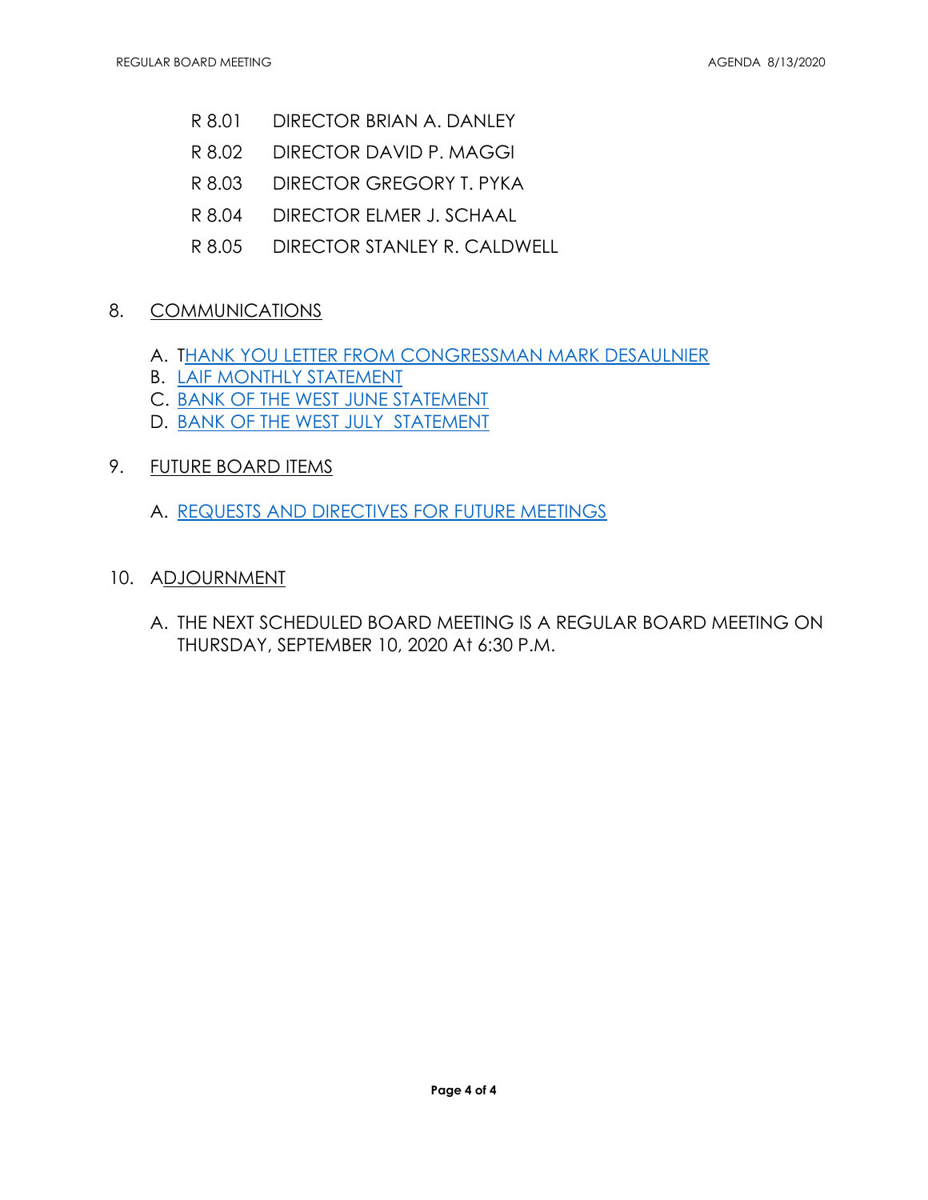R 8.01 DIRECTOR BRIAN A. DANLEY

R 8.02 DIRECTOR DAVID P. MAGGI

R 8.03 DIRECTOR GREGORY T. PYKA

R 8.04 DIRECTOR ELMER J. SCHAAL

R 8.05 DIRECTOR STANLEY R. CALDWELL

## 8. COMMUNICATIONS

A. THANK YOU LETTER FROM CONGRESSMAN MARK DESAULNIER
B. LAIF MONTHLY STATEMENT
C. BANK OF THE WEST JUNE STATEMENT
D. BANK OF THE WEST JULY STATEMENT

## 9. FUTURE BOARD ITEMS

A. REQUESTS AND DIRECTIVES FOR FUTURE MEETINGS

## 10. ADJOURNMENT

A. THE NEXT SCHEDULED BOARD MEETING IS A REGULAR BOARD MEETING ON THURSDAY, SEPTEMBER 10, 2020 At 6:30 P.M.